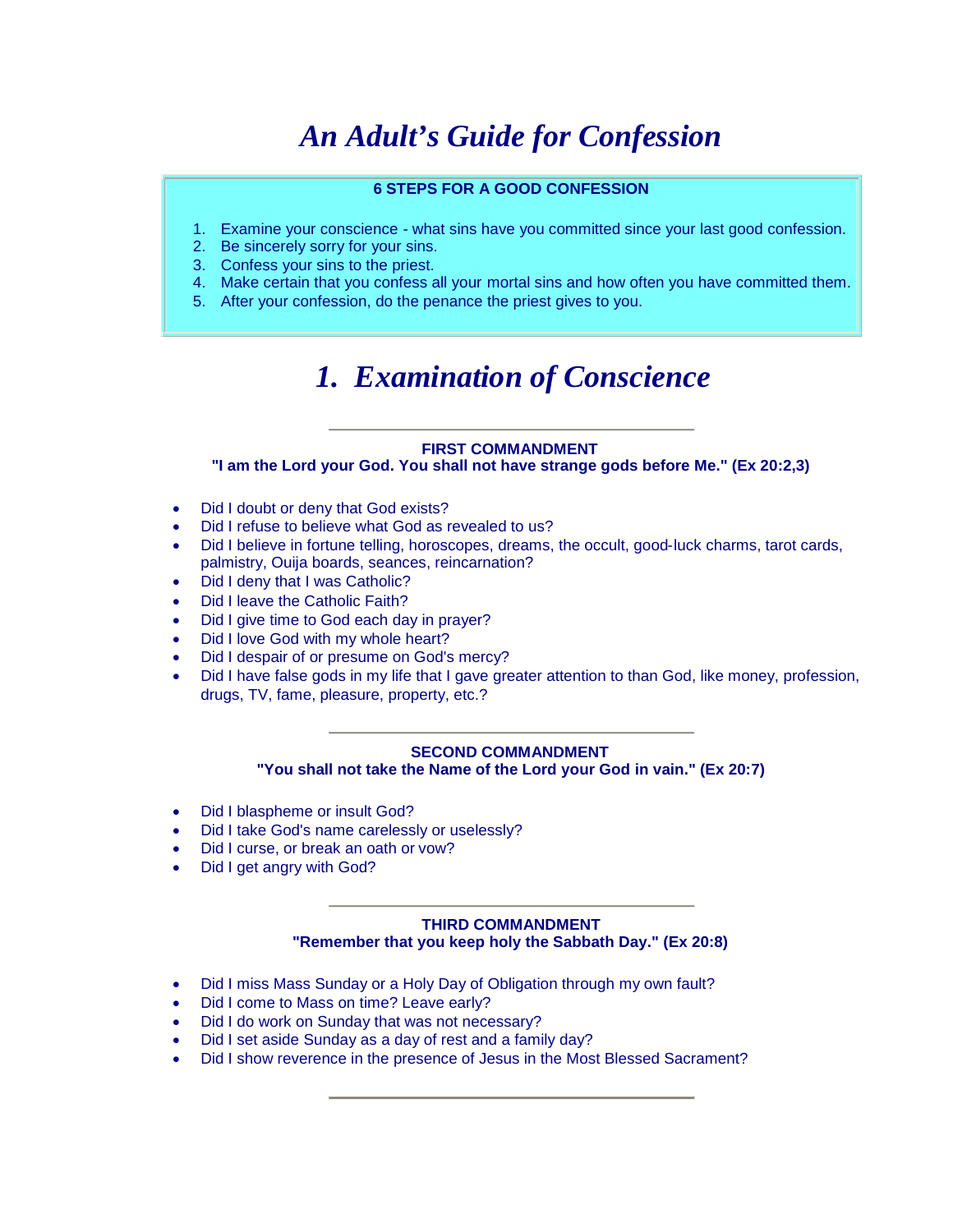# *An Adult's Guide for Confession*

**6 STEPS FOR A GOOD CONFESSION**

1. Examine your conscience - what sins have you committed since your last good confession.
2. Be sincerely sorry for your sins.
3. Confess your sins to the priest.
4. Make certain that you confess all your mortal sins and how often you have committed them.
5. After your confession, do the penance the priest gives to you.

## *1. Examination of Conscience*

---

**FIRST COMMANDMENT**
**"I am the Lord your God. You shall not have strange gods before Me." (Ex 20:2,3)**

- Did I doubt or deny that God exists?
- Did I refuse to believe what God as revealed to us?
- Did I believe in fortune telling, horoscopes, dreams, the occult, good-luck charms, tarot cards, palmistry, Ouija boards, seances, reincarnation?
- Did I deny that I was Catholic?
- Did I leave the Catholic Faith?
- Did I give time to God each day in prayer?
- Did I love God with my whole heart?
- Did I despair of or presume on God's mercy?
- Did I have false gods in my life that I gave greater attention to than God, like money, profession, drugs, TV, fame, pleasure, property, etc.?

---

**SECOND COMMANDMENT**
**"You shall not take the Name of the Lord your God in vain." (Ex 20:7)**

- Did I blaspheme or insult God?
- Did I take God's name carelessly or uselessly?
- Did I curse, or break an oath or vow?
- Did I get angry with God?

---

**THIRD COMMANDMENT**
**"Remember that you keep holy the Sabbath Day." (Ex 20:8)**

- Did I miss Mass Sunday or a Holy Day of Obligation through my own fault?
- Did I come to Mass on time? Leave early?
- Did I do work on Sunday that was not necessary?
- Did I set aside Sunday as a day of rest and a family day?
- Did I show reverence in the presence of Jesus in the Most Blessed Sacrament?

---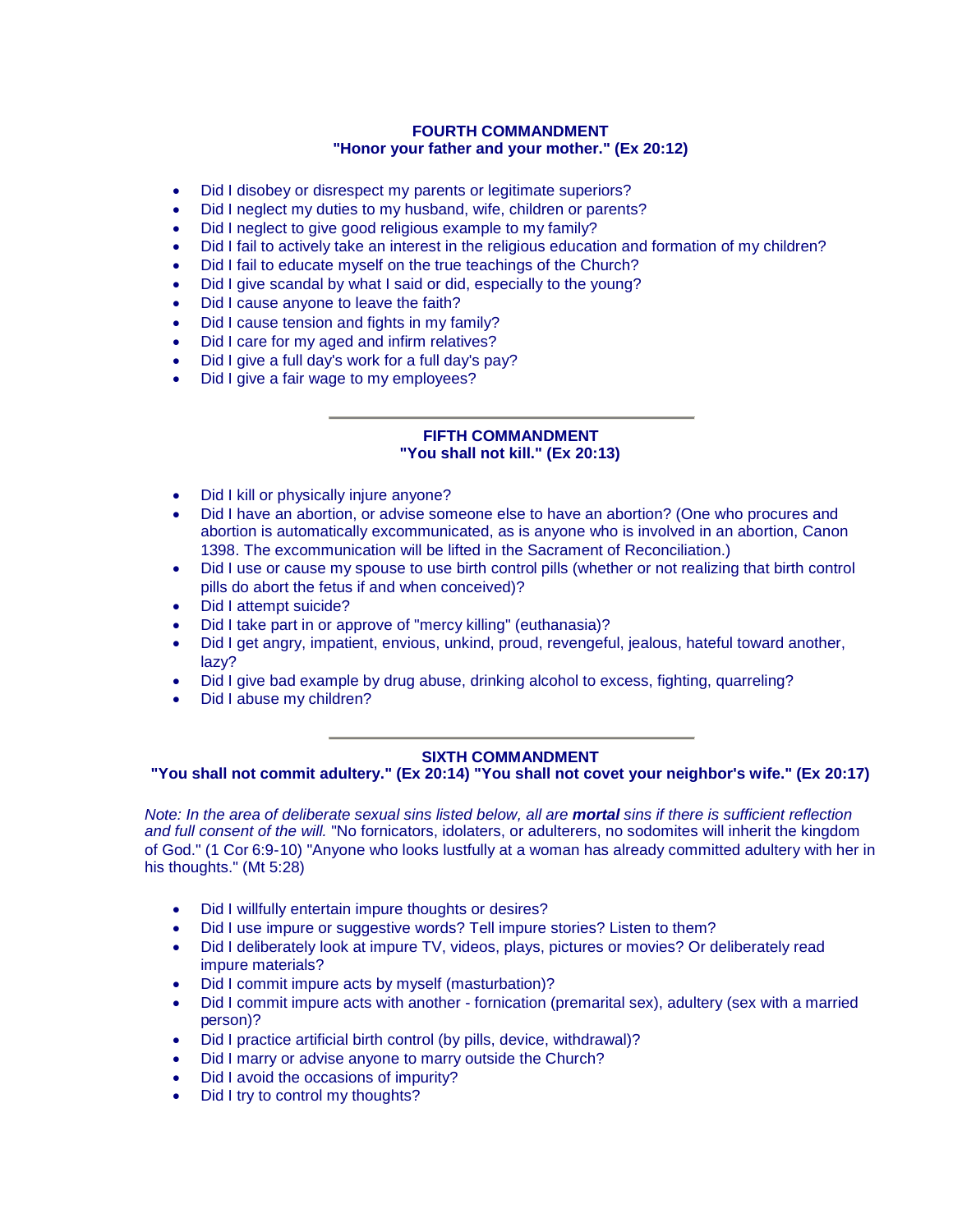## FOURTH COMMANDMENT
## "Honor your father and your mother." (Ex 20:12)

- Did I disobey or disrespect my parents or legitimate superiors?
- Did I neglect my duties to my husband, wife, children or parents?
- Did I neglect to give good religious example to my family?
- Did I fail to actively take an interest in the religious education and formation of my children?
- Did I fail to educate myself on the true teachings of the Church?
- Did I give scandal by what I said or did, especially to the young?
- Did I cause anyone to leave the faith?
- Did I cause tension and fights in my family?
- Did I care for my aged and infirm relatives?
- Did I give a full day's work for a full day's pay?
- Did I give a fair wage to my employees?

---

## FIFTH COMMANDMENT
## "You shall not kill." (Ex 20:13)

- Did I kill or physically injure anyone?
- Did I have an abortion, or advise someone else to have an abortion? (One who procures and abortion is automatically excommunicated, as is anyone who is involved in an abortion, Canon 1398. The excommunication will be lifted in the Sacrament of Reconciliation.)
- Did I use or cause my spouse to use birth control pills (whether or not realizing that birth control pills do abort the fetus if and when conceived)?
- Did I attempt suicide?
- Did I take part in or approve of "mercy killing" (euthanasia)?
- Did I get angry, impatient, envious, unkind, proud, revengeful, jealous, hateful toward another, lazy?
- Did I give bad example by drug abuse, drinking alcohol to excess, fighting, quarreling?
- Did I abuse my children?

---

## SIXTH COMMANDMENT
## "You shall not commit adultery." (Ex 20:14) "You shall not covet your neighbor's wife." (Ex 20:17)

*Note: In the area of deliberate sexual sins listed below, all are **mortal** sins if there is sufficient reflection and full consent of the will.* "No fornicators, idolaters, or adulterers, no sodomites will inherit the kingdom of God." (1 Cor 6:9-10) "Anyone who looks lustfully at a woman has already committed adultery with her in his thoughts." (Mt 5:28)

- Did I willfully entertain impure thoughts or desires?
- Did I use impure or suggestive words? Tell impure stories? Listen to them?
- Did I deliberately look at impure TV, videos, plays, pictures or movies? Or deliberately read impure materials?
- Did I commit impure acts by myself (masturbation)?
- Did I commit impure acts with another - fornication (premarital sex), adultery (sex with a married person)?
- Did I practice artificial birth control (by pills, device, withdrawal)?
- Did I marry or advise anyone to marry outside the Church?
- Did I avoid the occasions of impurity?
- Did I try to control my thoughts?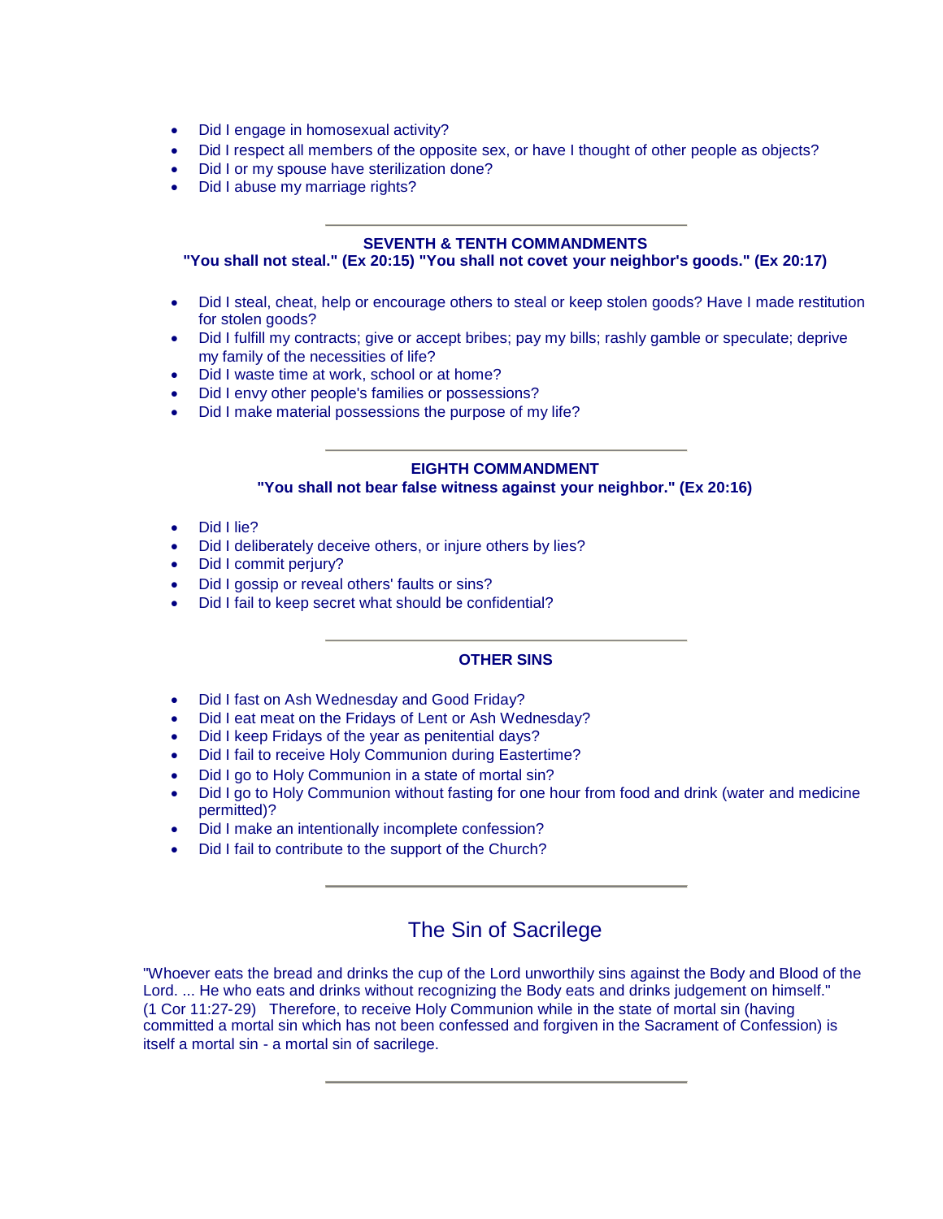- Did I engage in homosexual activity?
- Did I respect all members of the opposite sex, or have I thought of other people as objects?
- Did I or my spouse have sterilization done?
- Did I abuse my marriage rights?

---

### SEVENTH & TENTH COMMANDMENTS

**"You shall not steal." (Ex 20:15) "You shall not covet your neighbor's goods." (Ex 20:17)**

- Did I steal, cheat, help or encourage others to steal or keep stolen goods? Have I made restitution for stolen goods?
- Did I fulfill my contracts; give or accept bribes; pay my bills; rashly gamble or speculate; deprive my family of the necessities of life?
- Did I waste time at work, school or at home?
- Did I envy other people's families or possessions?
- Did I make material possessions the purpose of my life?

---

### EIGHTH COMMANDMENT

**"You shall not bear false witness against your neighbor." (Ex 20:16)**

- Did I lie?
- Did I deliberately deceive others, or injure others by lies?
- Did I commit perjury?
- Did I gossip or reveal others' faults or sins?
- Did I fail to keep secret what should be confidential?

---

### OTHER SINS

- Did I fast on Ash Wednesday and Good Friday?
- Did I eat meat on the Fridays of Lent or Ash Wednesday?
- Did I keep Fridays of the year as penitential days?
- Did I fail to receive Holy Communion during Eastertime?
- Did I go to Holy Communion in a state of mortal sin?
- Did I go to Holy Communion without fasting for one hour from food and drink (water and medicine permitted)?
- Did I make an intentionally incomplete confession?
- Did I fail to contribute to the support of the Church?

---

## The Sin of Sacrilege

"Whoever eats the bread and drinks the cup of the Lord unworthily sins against the Body and Blood of the Lord. ... He who eats and drinks without recognizing the Body eats and drinks judgement on himself." (1 Cor 11:27-29) Therefore, to receive Holy Communion while in the state of mortal sin (having committed a mortal sin which has not been confessed and forgiven in the Sacrament of Confession) is itself a mortal sin - a mortal sin of sacrilege.

---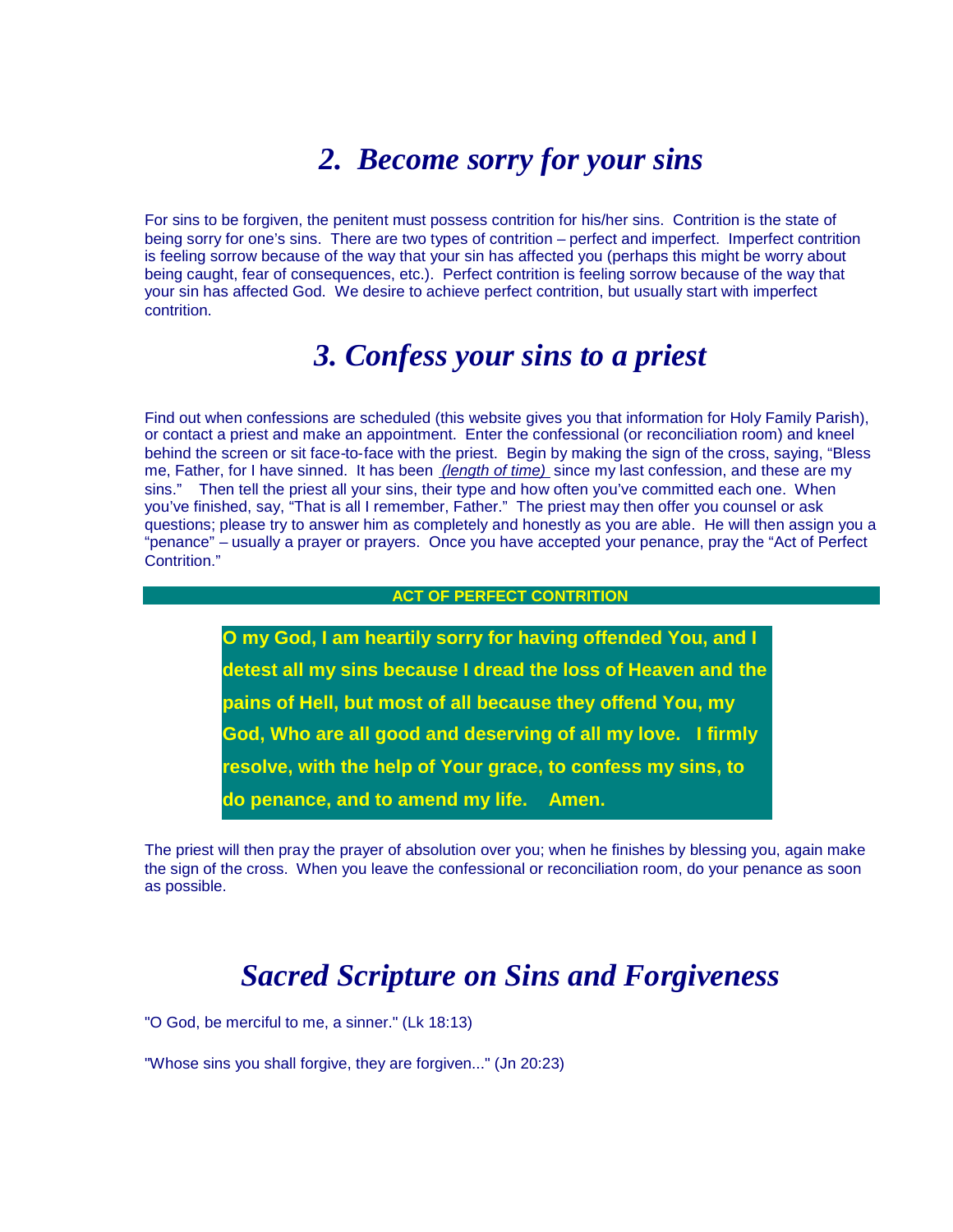## *2. Become sorry for your sins*

For sins to be forgiven, the penitent must possess contrition for his/her sins. Contrition is the state of being sorry for one's sins. There are two types of contrition – perfect and imperfect. Imperfect contrition is feeling sorrow because of the way that your sin has affected you (perhaps this might be worry about being caught, fear of consequences, etc.). Perfect contrition is feeling sorrow because of the way that your sin has affected God. We desire to achieve perfect contrition, but usually start with imperfect contrition.

## *3. Confess your sins to a priest*

Find out when confessions are scheduled (this website gives you that information for Holy Family Parish), or contact a priest and make an appointment. Enter the confessional (or reconciliation room) and kneel behind the screen or sit face-to-face with the priest. Begin by making the sign of the cross, saying, "Bless me, Father, for I have sinned. It has been *(length of time)* since my last confession, and these are my sins." Then tell the priest all your sins, their type and how often you've committed each one. When you've finished, say, "That is all I remember, Father." The priest may then offer you counsel or ask questions; please try to answer him as completely and honestly as you are able. He will then assign you a "penance" – usually a prayer or prayers. Once you have accepted your penance, pray the "Act of Perfect Contrition."

**ACT OF PERFECT CONTRITION**

**O my God, I am heartily sorry for having offended You, and I detest all my sins because I dread the loss of Heaven and the pains of Hell, but most of all because they offend You, my God, Who are all good and deserving of all my love. I firmly resolve, with the help of Your grace, to confess my sins, to do penance, and to amend my life. Amen.**

The priest will then pray the prayer of absolution over you; when he finishes by blessing you, again make the sign of the cross. When you leave the confessional or reconciliation room, do your penance as soon as possible.

## *Sacred Scripture on Sins and Forgiveness*

"O God, be merciful to me, a sinner." (Lk 18:13)

"Whose sins you shall forgive, they are forgiven..." (Jn 20:23)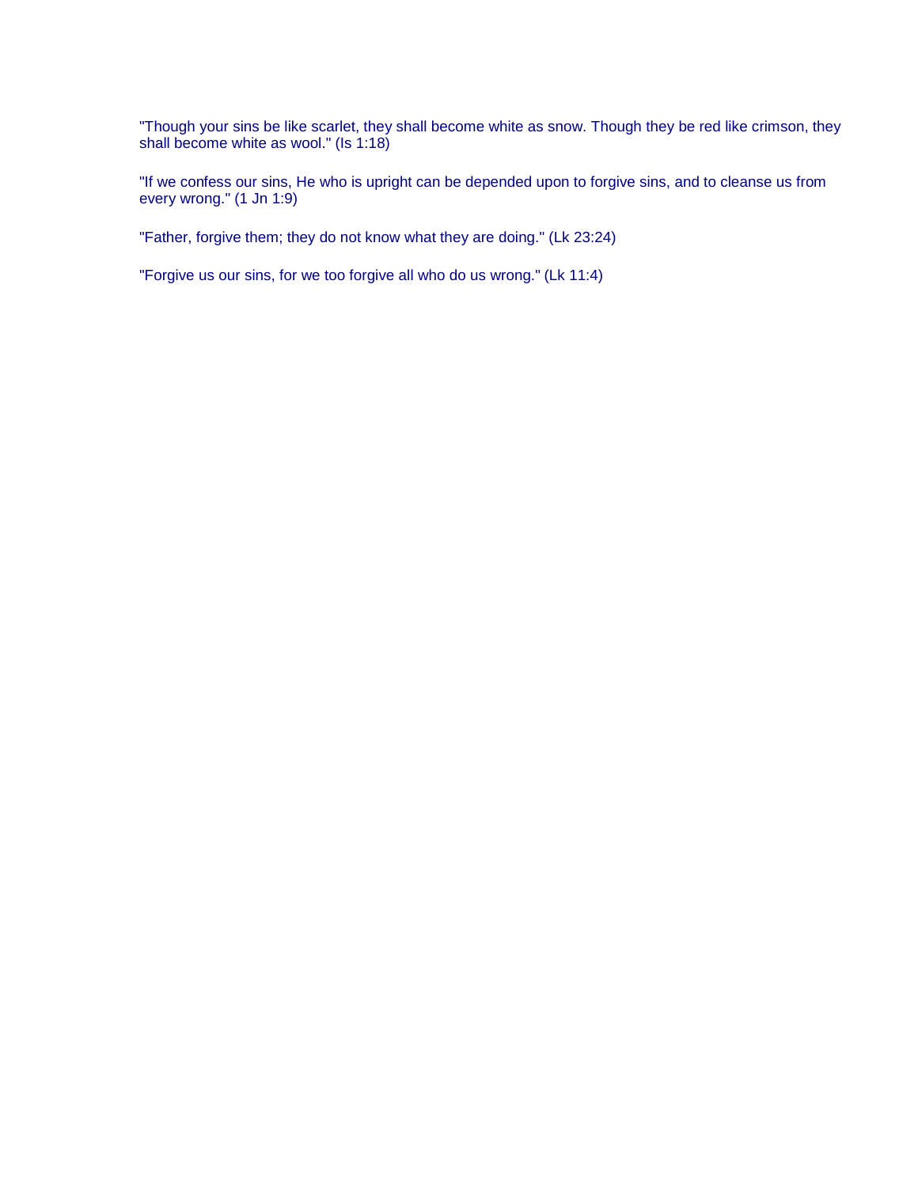"Though your sins be like scarlet, they shall become white as snow. Though they be red like crimson, they shall become white as wool." (Is 1:18)

"If we confess our sins, He who is upright can be depended upon to forgive sins, and to cleanse us from every wrong." (1 Jn 1:9)

"Father, forgive them; they do not know what they are doing." (Lk 23:24)

"Forgive us our sins, for we too forgive all who do us wrong." (Lk 11:4)